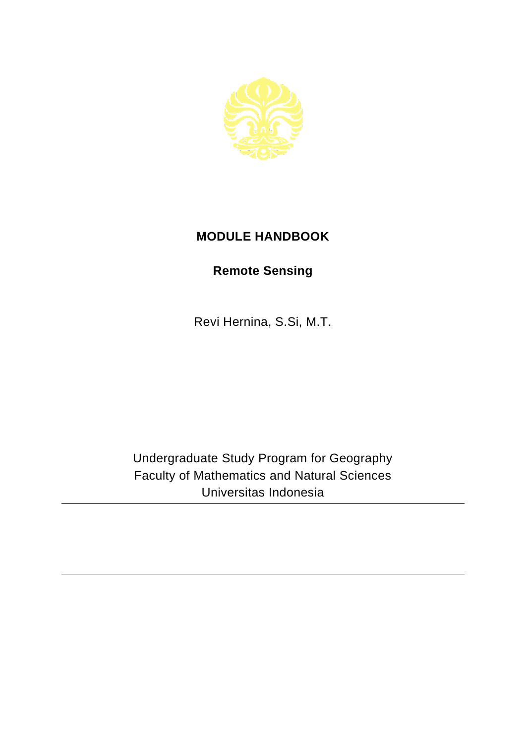# MODULE HANDBOOK

## Remote Sensing

Revi Hernina, S.Si, M.T.

Undergraduate Study Program for Geography
Faculty of Mathematics and Natural Sciences
Universitas Indonesia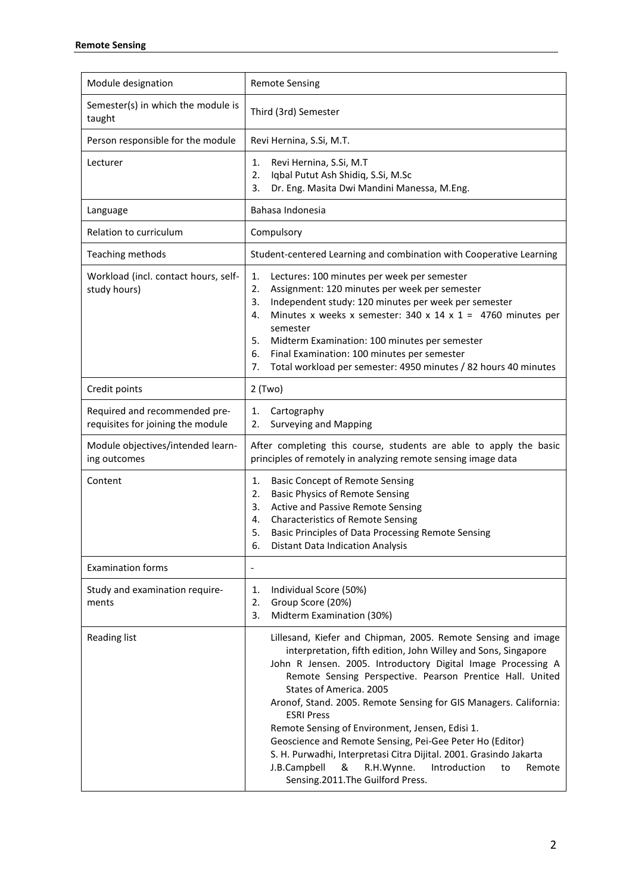| | |
|---|---|
| Module designation | Remote Sensing |
| Semester(s) in which the module is taught | Third (3rd) Semester |
| Person responsible for the module | Revi Hernina, S.Si, M.T. |
| Lecturer | 1. Revi Hernina, S.Si, M.T<br>2. Iqbal Putut Ash Shidiq, S.Si, M.Sc<br>3. Dr. Eng. Masita Dwi Mandini Manessa, M.Eng. |
| Language | Bahasa Indonesia |
| Relation to curriculum | Compulsory |
| Teaching methods | Student-centered Learning and combination with Cooperative Learning |
| Workload (incl. contact hours, self-study hours) | 1. Lectures: 100 minutes per week per semester<br>2. Assignment: 120 minutes per week per semester<br>3. Independent study: 120 minutes per week per semester<br>4. Minutes x weeks x semester: 340 x 14 x 1 = 4760 minutes per semester<br>5. Midterm Examination: 100 minutes per semester<br>6. Final Examination: 100 minutes per semester<br>7. Total workload per semester: 4950 minutes / 82 hours 40 minutes |
| Credit points | 2 (Two) |
| Required and recommended pre-requisites for joining the module | 1. Cartography<br>2. Surveying and Mapping |
| Module objectives/intended learn-ing outcomes | After completing this course, students are able to apply the basic principles of remotely in analyzing remote sensing image data |
| Content | 1. Basic Concept of Remote Sensing<br>2. Basic Physics of Remote Sensing<br>3. Active and Passive Remote Sensing<br>4. Characteristics of Remote Sensing<br>5. Basic Principles of Data Processing Remote Sensing<br>6. Distant Data Indication Analysis |
| Examination forms | - |
| Study and examination require-ments | 1. Individual Score (50%)<br>2. Group Score (20%)<br>3. Midterm Examination (30%) |
| Reading list | Lillesand, Kiefer and Chipman, 2005. Remote Sensing and image interpretation, fifth edition, John Willey and Sons, Singapore<br>John R Jensen. 2005. Introductory Digital Image Processing A Remote Sensing Perspective. Pearson Prentice Hall. United States of America. 2005<br>Aronof, Stand. 2005. Remote Sensing for GIS Managers. California: ESRI Press<br>Remote Sensing of Environment, Jensen, Edisi 1.<br>Geoscience and Remote Sensing, Pei-Gee Peter Ho (Editor)<br>S. H. Purwadhi, Interpretasi Citra Dijital. 2001. Grasindo Jakarta<br>J.B.Campbell & R.H.Wynne. Introduction to Remote Sensing.2011.The Guilford Press. |